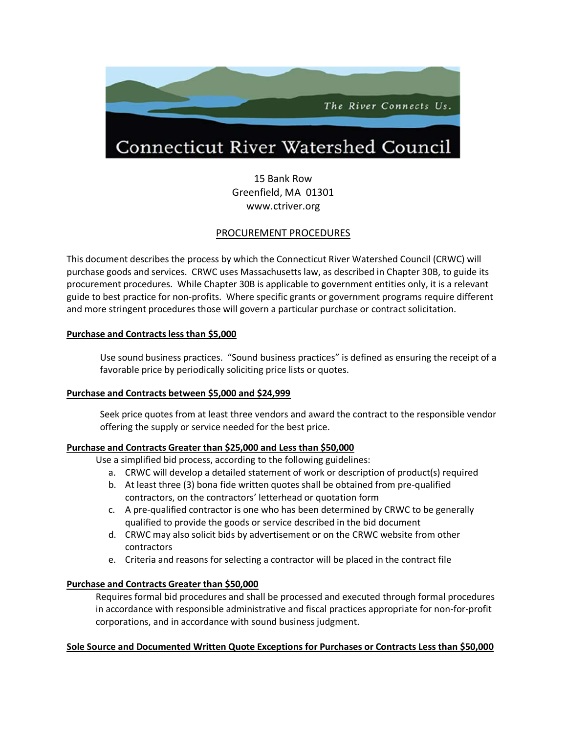The River Connects Us.

# Connecticut River Watershed Council

15 Bank Row
Greenfield, MA 01301
www.ctriver.org

## PROCUREMENT PROCEDURES

This document describes the process by which the Connecticut River Watershed Council (CRWC) will purchase goods and services. CRWC uses Massachusetts law, as described in Chapter 30B, to guide its procurement procedures. While Chapter 30B is applicable to government entities only, it is a relevant guide to best practice for non-profits. Where specific grants or government programs require different and more stringent procedures those will govern a particular purchase or contract solicitation.

### Purchase and Contracts less than $5,000

Use sound business practices. "Sound business practices" is defined as ensuring the receipt of a favorable price by periodically soliciting price lists or quotes.

### Purchase and Contracts between $5,000 and $24,999

Seek price quotes from at least three vendors and award the contract to the responsible vendor offering the supply or service needed for the best price.

### Purchase and Contracts Greater than $25,000 and Less than $50,000

Use a simplified bid process, according to the following guidelines:

a. CRWC will develop a detailed statement of work or description of product(s) required
b. At least three (3) bona fide written quotes shall be obtained from pre-qualified contractors, on the contractors' letterhead or quotation form
c. A pre-qualified contractor is one who has been determined by CRWC to be generally qualified to provide the goods or service described in the bid document
d. CRWC may also solicit bids by advertisement or on the CRWC website from other contractors
e. Criteria and reasons for selecting a contractor will be placed in the contract file

### Purchase and Contracts Greater than $50,000

Requires formal bid procedures and shall be processed and executed through formal procedures in accordance with responsible administrative and fiscal practices appropriate for non-for-profit corporations, and in accordance with sound business judgment.

### Sole Source and Documented Written Quote Exceptions for Purchases or Contracts Less than $50,000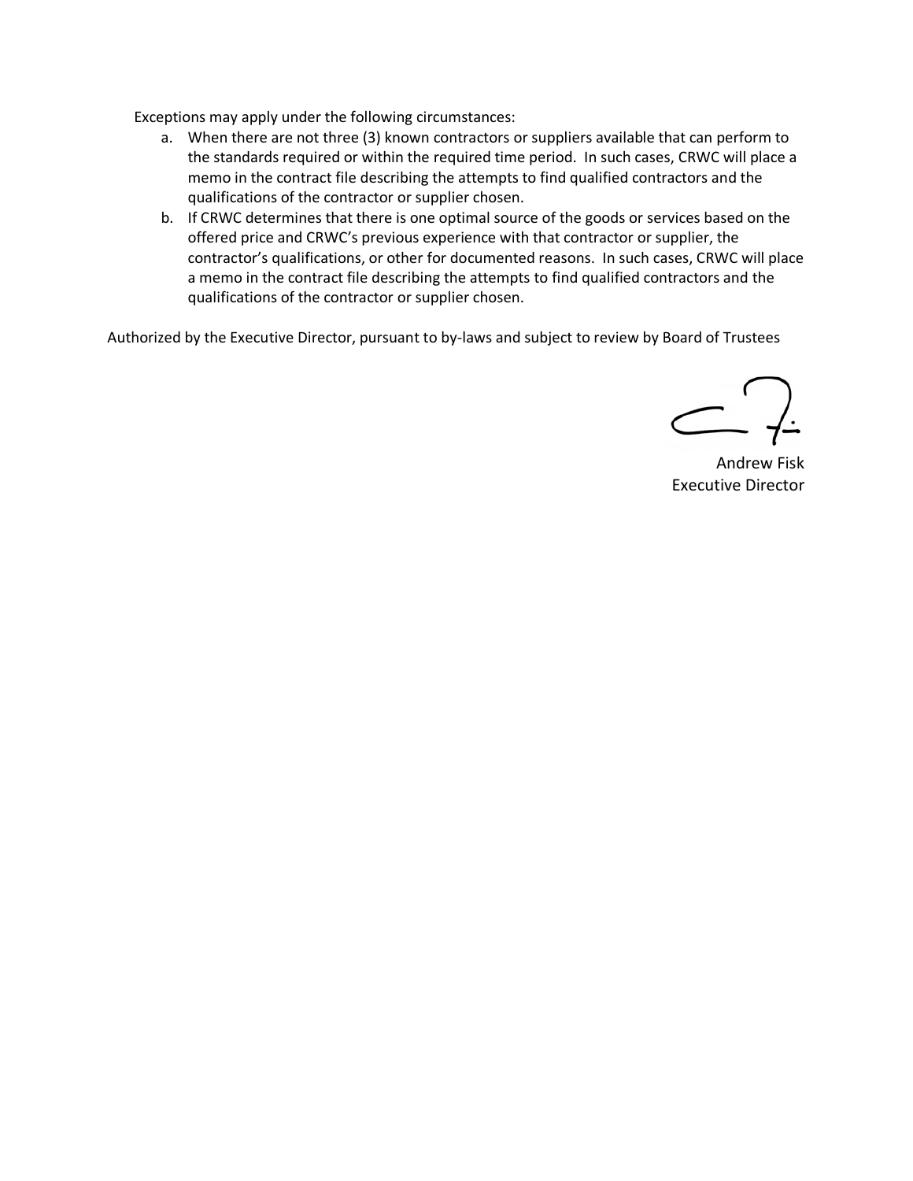Exceptions may apply under the following circumstances:

a. When there are not three (3) known contractors or suppliers available that can perform to the standards required or within the required time period. In such cases, CRWC will place a memo in the contract file describing the attempts to find qualified contractors and the qualifications of the contractor or supplier chosen.
b. If CRWC determines that there is one optimal source of the goods or services based on the offered price and CRWC's previous experience with that contractor or supplier, the contractor's qualifications, or other for documented reasons. In such cases, CRWC will place a memo in the contract file describing the attempts to find qualified contractors and the qualifications of the contractor or supplier chosen.

Authorized by the Executive Director, pursuant to by-laws and subject to review by Board of Trustees

Andrew Fisk
Executive Director